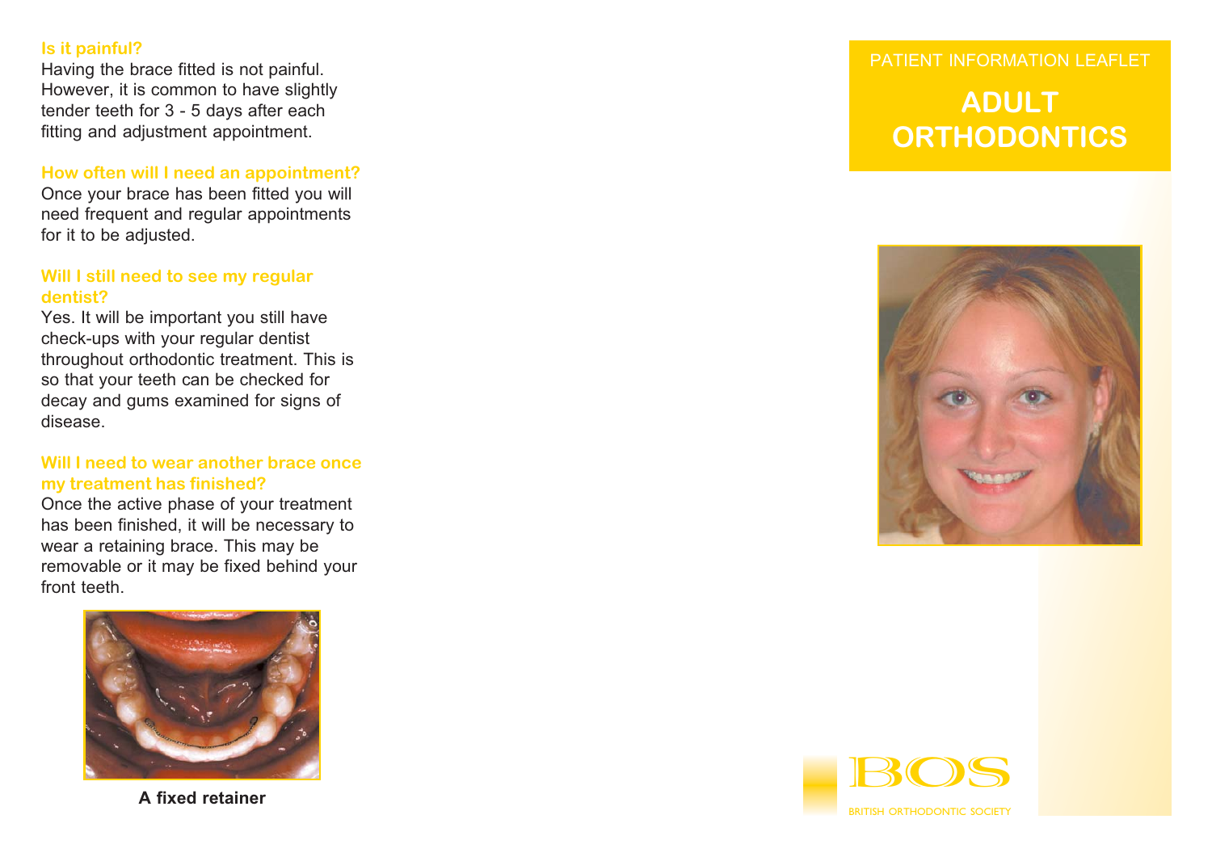### Is it painful?

Having the brace fitted is not painful. However, it is common to have slightly tender teeth for 3 - 5 days after each fitting and adjustment appointment.

### How often will I need an appointment?

Once your brace has been fitted you will need frequent and regular appointments for it to be adjusted.

### Will I still need to see my regular dentist?

Yes. It will be important you still have check-ups with your regular dentist throughout orthodontic treatment. This is so that your teeth can be checked for decay and gums examined for signs of disease.

### Will I need to wear another brace once my treatment has finished?

Once the active phase of your treatment has been finished, it will be necessary to wear a retaining brace. This may be removable or it may be fixed behind your front teeth.

**A fixed retainer**

PATIENT INFORMATION LEAFLET

# ADULT ORTHODONTICS

BOS

BRITISH ORTHODONTIC SOCIETY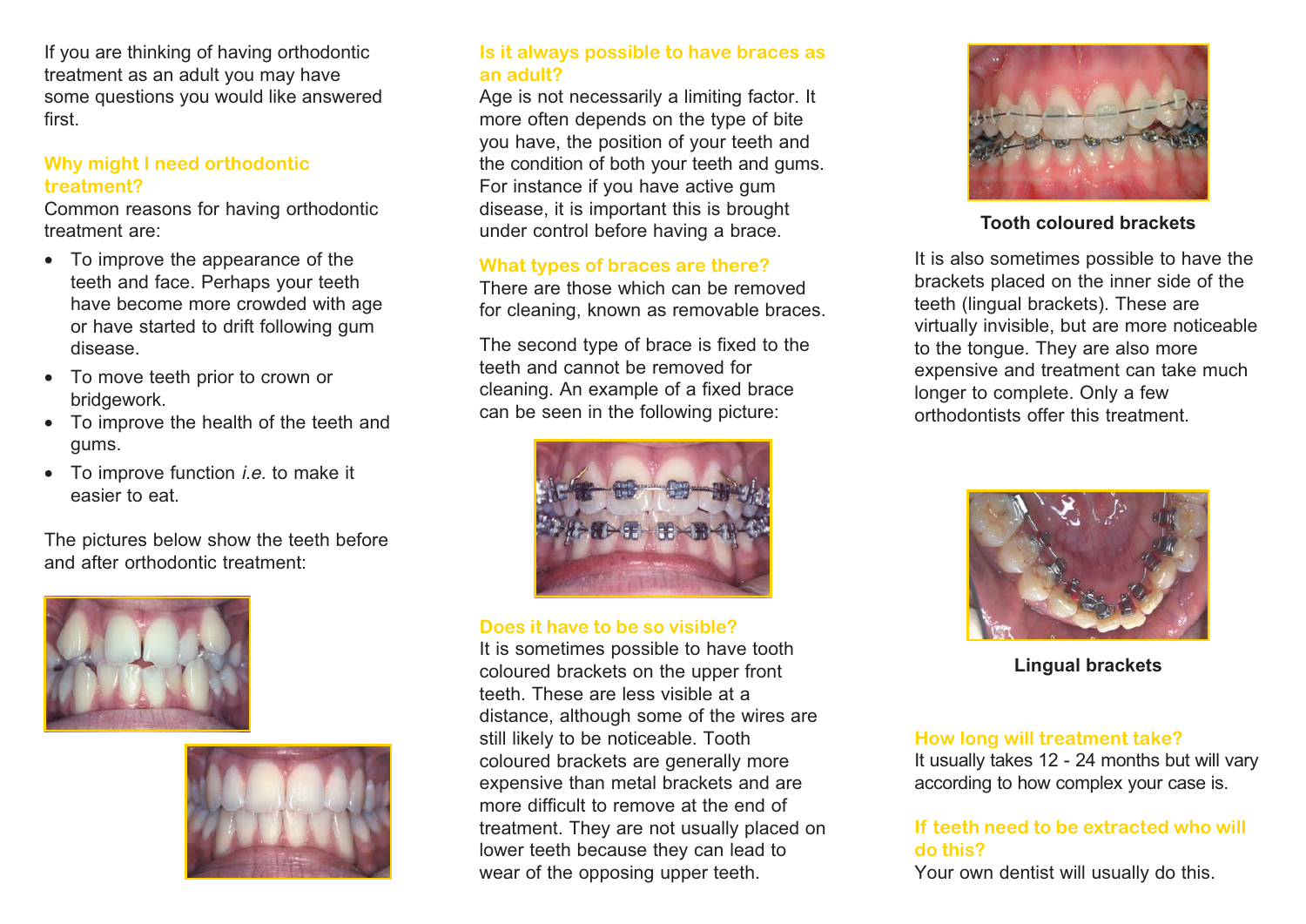If you are thinking of having orthodontic treatment as an adult you may have some questions you would like answered first.

## Why might I need orthodontic treatment?

Common reasons for having orthodontic treatment are:

- To improve the appearance of the teeth and face. Perhaps your teeth have become more crowded with age or have started to drift following gum disease.
- To move teeth prior to crown or bridgework.
- To improve the health of the teeth and gums.
- To improve function *i.e.* to make it easier to eat.

The pictures below show the teeth before and after orthodontic treatment:

## Is it always possible to have braces as an adult?

Age is not necessarily a limiting factor. It more often depends on the type of bite you have, the position of your teeth and the condition of both your teeth and gums. For instance if you have active gum disease, it is important this is brought under control before having a brace.

## What types of braces are there?

There are those which can be removed for cleaning, known as removable braces.

The second type of brace is fixed to the teeth and cannot be removed for cleaning. An example of a fixed brace can be seen in the following picture:

## Does it have to be so visible?

It is sometimes possible to have tooth coloured brackets on the upper front teeth. These are less visible at a distance, although some of the wires are still likely to be noticeable. Tooth coloured brackets are generally more expensive than metal brackets and are more difficult to remove at the end of treatment. They are not usually placed on lower teeth because they can lead to wear of the opposing upper teeth.

**Tooth coloured brackets**

It is also sometimes possible to have the brackets placed on the inner side of the teeth (lingual brackets). These are virtually invisible, but are more noticeable to the tongue. They are also more expensive and treatment can take much longer to complete. Only a few orthodontists offer this treatment.

**Lingual brackets**

## How long will treatment take?

It usually takes 12 - 24 months but will vary according to how complex your case is.

## If teeth need to be extracted who will do this?

Your own dentist will usually do this.